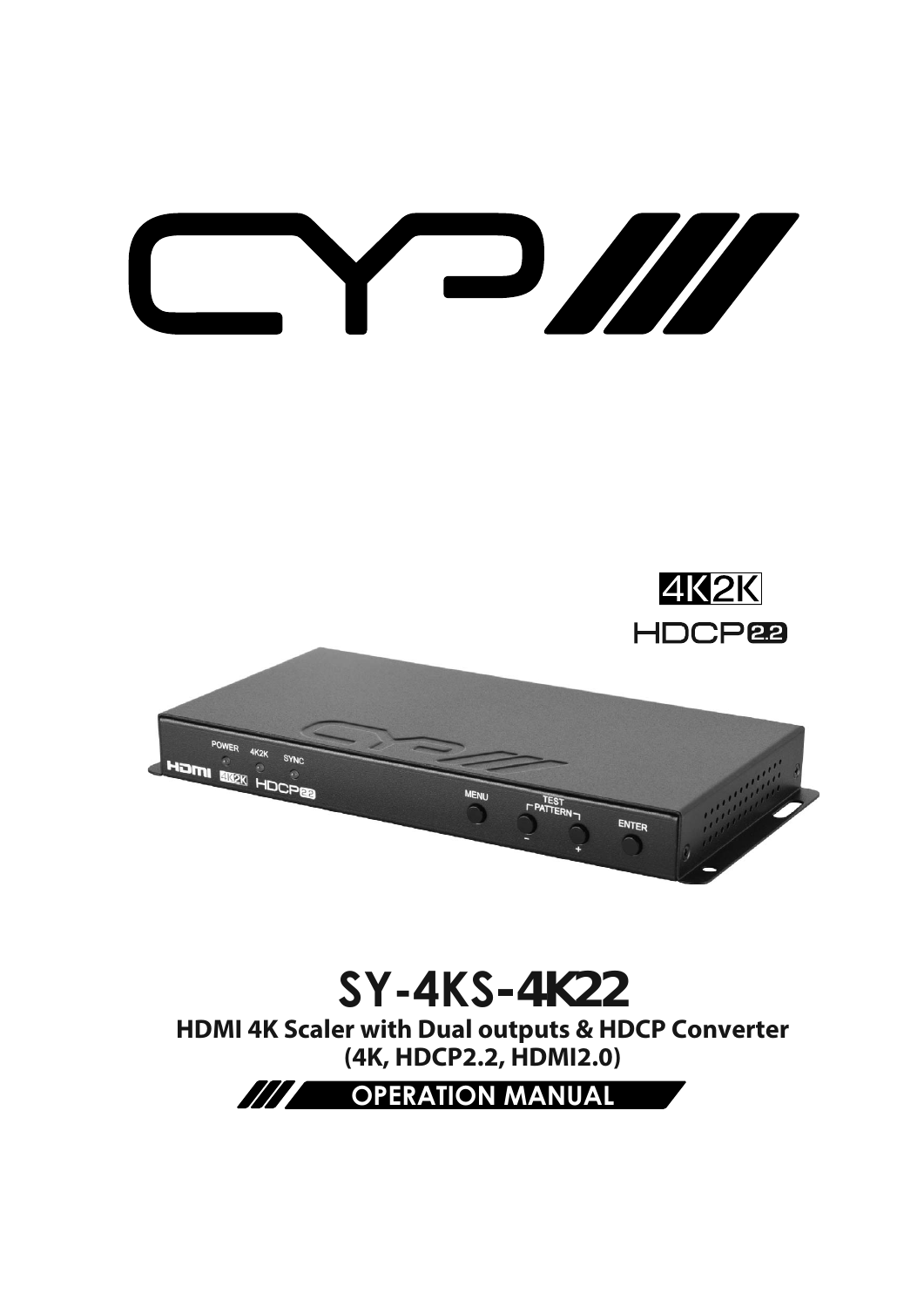# SY-4KS-4K22

**HDMI 4K Scaler with Dual outputs & HDCP Converter**
**(4K, HDCP2.2, HDMI2.0)**

## OPERATION MANUAL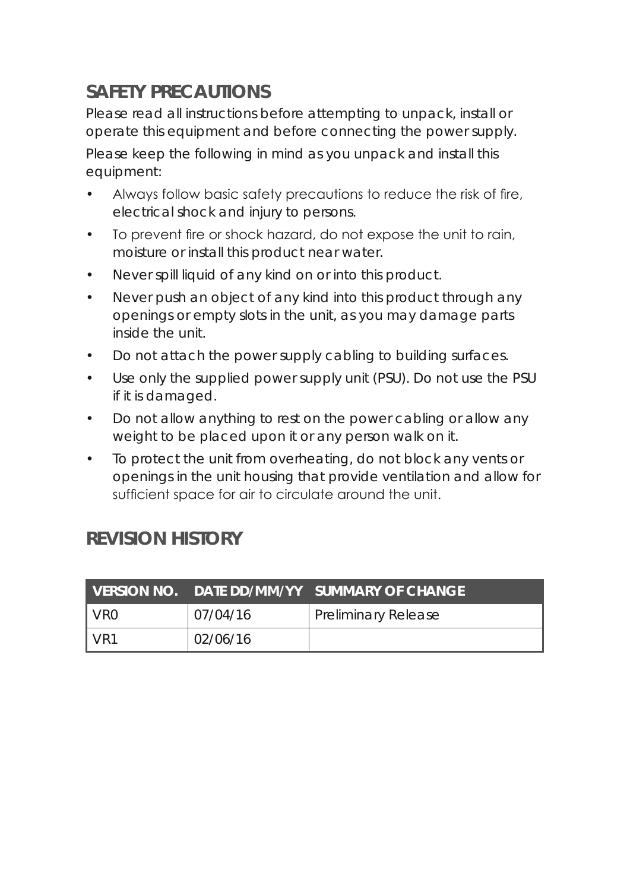## SAFETY PRECAUTIONS

Please read all instructions before attempting to unpack, install or operate this equipment and before connecting the power supply.

Please keep the following in mind as you unpack and install this equipment:

- Always follow basic safety precautions to reduce the risk of fire, electrical shock and injury to persons.
- To prevent fire or shock hazard, do not expose the unit to rain, moisture or install this product near water.
- Never spill liquid of any kind on or into this product.
- Never push an object of any kind into this product through any openings or empty slots in the unit, as you may damage parts inside the unit.
- Do not attach the power supply cabling to building surfaces.
- Use only the supplied power supply unit (PSU). Do not use the PSU if it is damaged.
- Do not allow anything to rest on the power cabling or allow any weight to be placed upon it or any person walk on it.
- To protect the unit from overheating, do not block any vents or openings in the unit housing that provide ventilation and allow for sufficient space for air to circulate around the unit.

## REVISION HISTORY

| VERSION NO. | DATE DD/MM/YY | SUMMARY OF CHANGE |
|---|---|---|
| VR0 | 07/04/16 | Preliminary Release |
| VR1 | 02/06/16 | |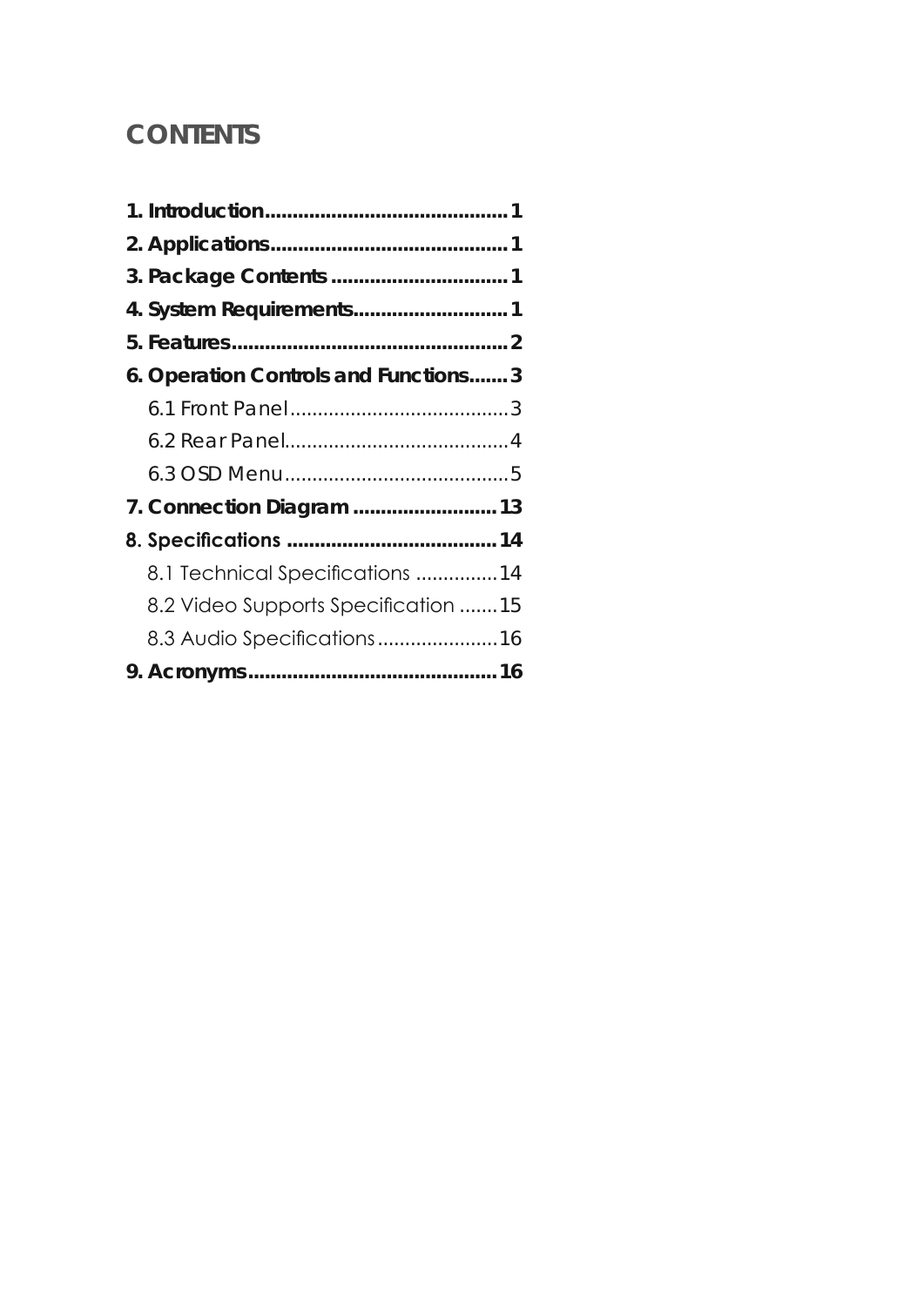# CONTENTS

**1. Introduction........................................... 1**

**2. Applications.......................................... 1**

**3. Package Contents ............................... 1**

**4. System Requirements........................... 1**

**5. Features................................................. 2**

**6. Operation Controls and Functions....... 3**

6.1 Front Panel........................................ 3

6.2 Rear Panel......................................... 4

6.3 OSD Menu......................................... 5

**7. Connection Diagram ......................... 13**

**8. Specifications ..................................... 14**

8.1 Technical Specifications ............... 14

8.2 Video Supports Specification ....... 15

8.3 Audio Specifications...................... 16

**9. Acronyms............................................ 16**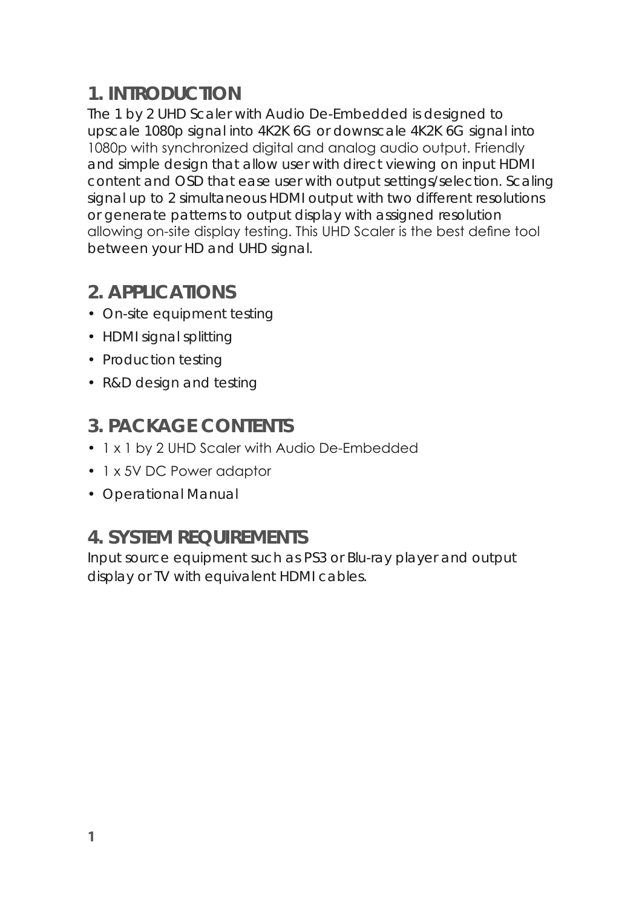## 1. INTRODUCTION

The 1 by 2 UHD Scaler with Audio De-Embedded is designed to upscale 1080p signal into 4K2K 6G or downscale 4K2K 6G signal into 1080p with synchronized digital and analog audio output. Friendly and simple design that allow user with direct viewing on input HDMI content and OSD that ease user with output settings/selection. Scaling signal up to 2 simultaneous HDMI output with two different resolutions or generate patterns to output display with assigned resolution allowing on-site display testing. This UHD Scaler is the best define tool between your HD and UHD signal.

## 2. APPLICATIONS

- On-site equipment testing
- HDMI signal splitting
- Production testing
- R&D design and testing

## 3. PACKAGE CONTENTS

- 1 x 1 by 2 UHD Scaler with Audio De-Embedded
- 1 x 5V DC Power adaptor
- Operational Manual

## 4. SYSTEM REQUIREMENTS

Input source equipment such as PS3 or Blu-ray player and output display or TV with equivalent HDMI cables.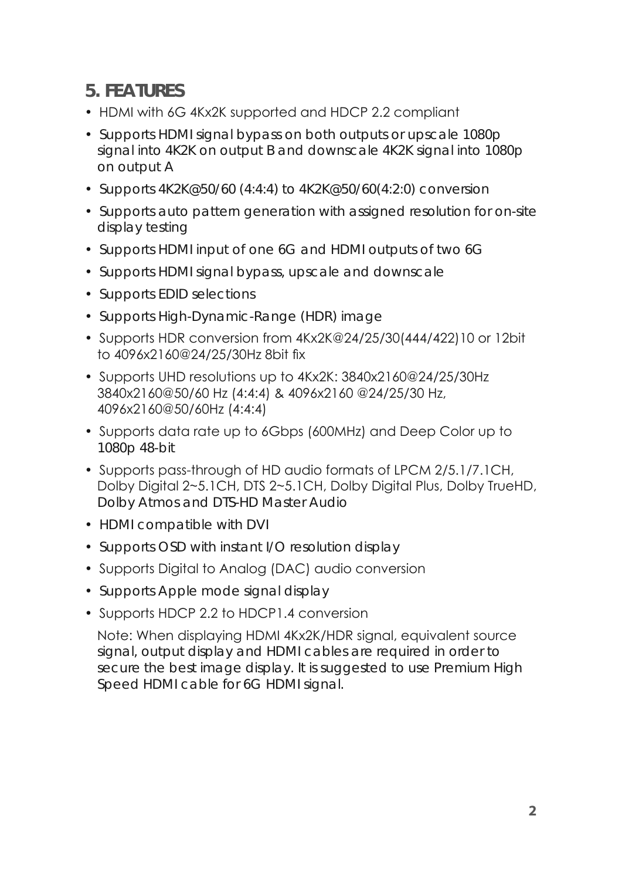## 5. FEATURES

- HDMI with 6G 4Kx2K supported and HDCP 2.2 compliant
- Supports HDMI signal bypass on both outputs or upscale 1080p signal into 4K2K on output B and downscale 4K2K signal into 1080p on output A
- Supports 4K2K@50/60 (4:4:4) to 4K2K@50/60(4:2:0) conversion
- Supports auto pattern generation with assigned resolution for on-site display testing
- Supports HDMI input of one 6G and HDMI outputs of two 6G
- Supports HDMI signal bypass, upscale and downscale
- Supports EDID selections
- Supports High-Dynamic-Range (HDR) image
- Supports HDR conversion from 4Kx2K@24/25/30(444/422)10 or 12bit to 4096x2160@24/25/30Hz 8bit fix
- Supports UHD resolutions up to 4Kx2K: 3840x2160@24/25/30Hz 3840x2160@50/60 Hz (4:4:4) & 4096x2160 @24/25/30 Hz, 4096x2160@50/60Hz (4:4:4)
- Supports data rate up to 6Gbps (600MHz) and Deep Color up to 1080p 48-bit
- Supports pass-through of HD audio formats of LPCM 2/5.1/7.1CH, Dolby Digital 2~5.1CH, DTS 2~5.1CH, Dolby Digital Plus, Dolby TrueHD, Dolby Atmos and DTS-HD Master Audio
- HDMI compatible with DVI
- Supports OSD with instant I/O resolution display
- Supports Digital to Analog (DAC) audio conversion
- Supports Apple mode signal display
- Supports HDCP 2.2 to HDCP1.4 conversion

Note: When displaying HDMI 4Kx2K/HDR signal, equivalent source signal, output display and HDMI cables are required in order to secure the best image display. It is suggested to use Premium High Speed HDMI cable for 6G HDMI signal.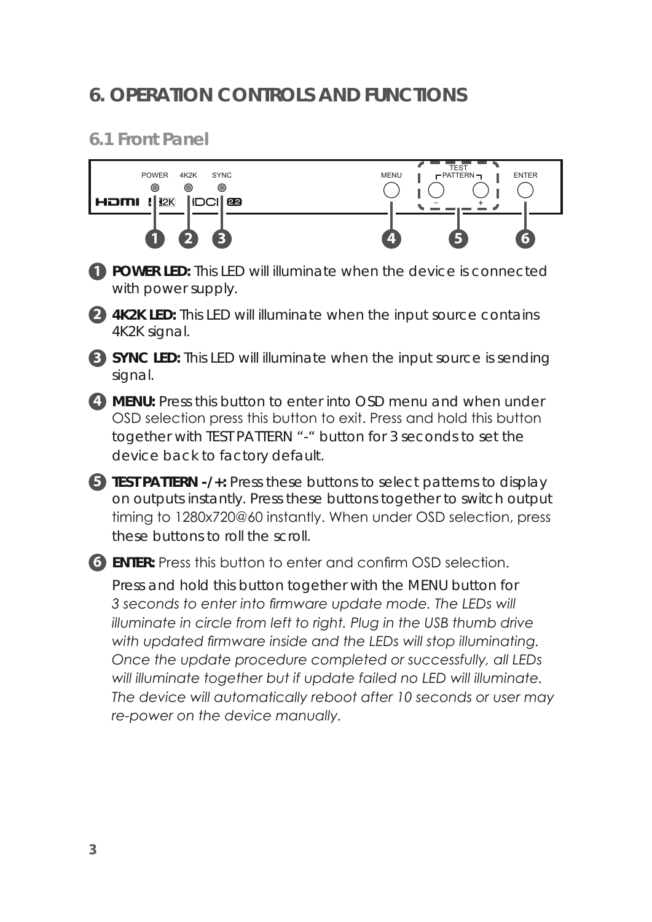# 6. OPERATION CONTROLS AND FUNCTIONS

## 6.1 Front Panel

POWER 4K2K SYNC MENU TEST PATTERN ENTER

1 2 3 4 5 6

1. **POWER LED:** This LED will illuminate when the device is connected with power supply.

2. **4K2K LED:** This LED will illuminate when the input source contains 4K2K signal.

3. **SYNC LED:** This LED will illuminate when the input source is sending signal.

4. **MENU:** Press this button to enter into OSD menu and when under OSD selection press this button to exit. Press and hold this button together with TEST PATTERN "-" button for 3 seconds to set the device back to factory default.

5. **TEST PATTERN -/+:** Press these buttons to select patterns to display on outputs instantly. Press these buttons together to switch output timing to 1280x720@60 instantly. When under OSD selection, press these buttons to roll the scroll.

6. **ENTER:** Press this button to enter and confirm OSD selection.

   Press and hold this button together with the MENU button for *3 seconds to enter into firmware update mode. The LEDs will illuminate in circle from left to right. Plug in the USB thumb drive with updated firmware inside and the LEDs will stop illuminating. Once the update procedure completed or successfully, all LEDs will illuminate together but if update failed no LED will illuminate. The device will automatically reboot after 10 seconds or user may re-power on the device manually.*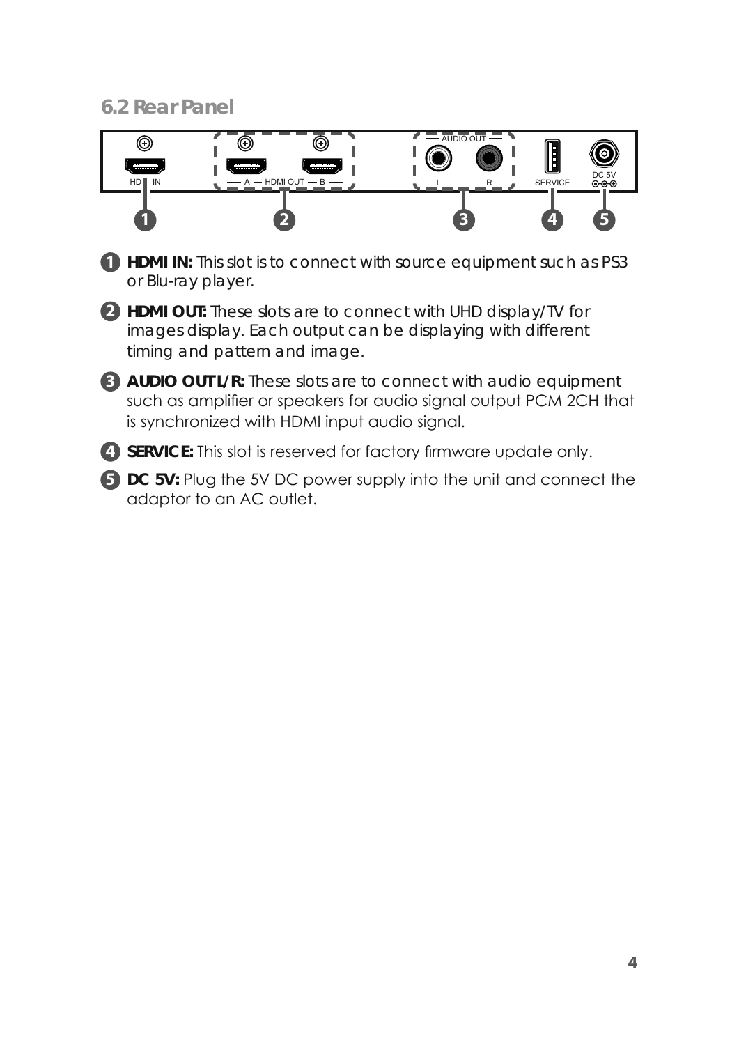## 6.2 Rear Panel

HD IN

A — HDMI OUT — B

AUDIO OUT

L R

SERVICE

DC 5V

1 2 3 4 5

1. **HDMI IN:** This slot is to connect with source equipment such as PS3 or Blu-ray player.
2. **HDMI OUT:** These slots are to connect with UHD display/TV for images display. Each output can be displaying with different timing and pattern and image.
3. **AUDIO OUT L/R:** These slots are to connect with audio equipment such as amplifier or speakers for audio signal output PCM 2CH that is synchronized with HDMI input audio signal.
4. **SERVICE:** This slot is reserved for factory firmware update only.
5. **DC 5V:** Plug the 5V DC power supply into the unit and connect the adaptor to an AC outlet.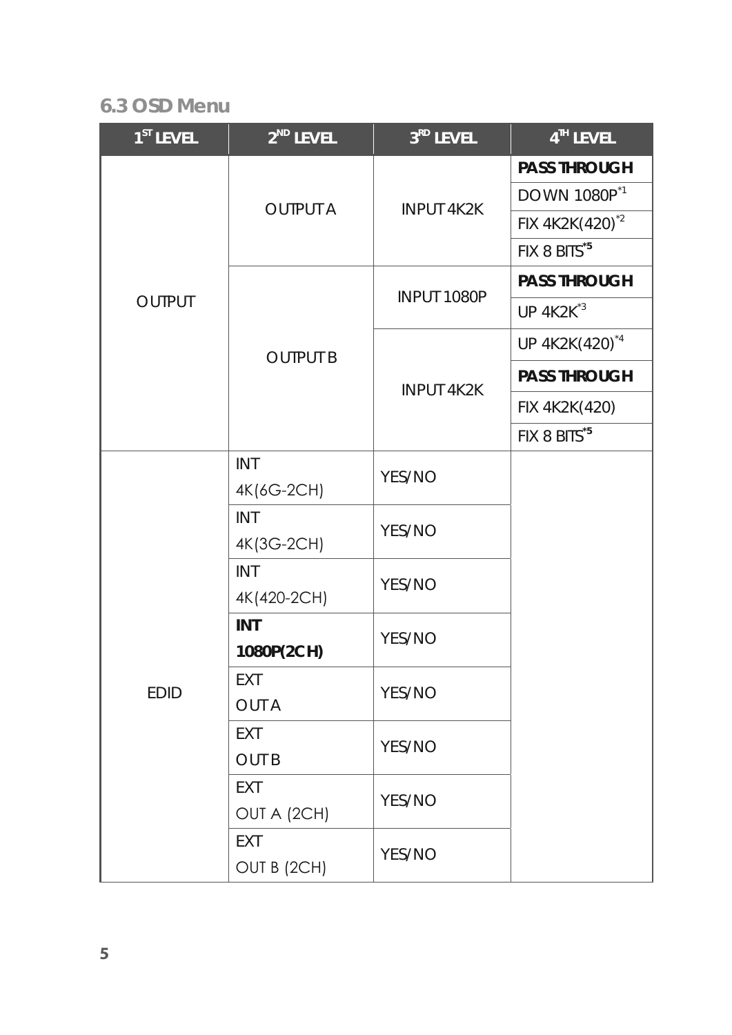## 6.3 OSD Menu

| 1ST LEVEL | 2ND LEVEL | 3RD LEVEL | 4TH LEVEL |
|---|---|---|---|
| OUTPUT | OUTPUT A | INPUT 4K2K | **PASS THROUGH** |
| | | | DOWN 1080P*1 |
| | | | FIX 4K2K(420)*2 |
| | | | FIX 8 BITS*5 |
| | OUTPUT B | INPUT 1080P | **PASS THROUGH** |
| | | | UP 4K2K*3 |
| | | INPUT 4K2K | UP 4K2K(420)*4 |
| | | | **PASS THROUGH** |
| | | | FIX 4K2K(420) |
| | | | FIX 8 BITS*5 |
| EDID | INT 4K(6G-2CH) | YES/NO | |
| | INT 4K(3G-2CH) | YES/NO | |
| | INT 4K(420-2CH) | YES/NO | |
| | **INT 1080P(2CH)** | YES/NO | |
| | EXT OUT A | YES/NO | |
| | EXT OUT B | YES/NO | |
| | EXT OUT A (2CH) | YES/NO | |
| | EXT OUT B (2CH) | YES/NO | |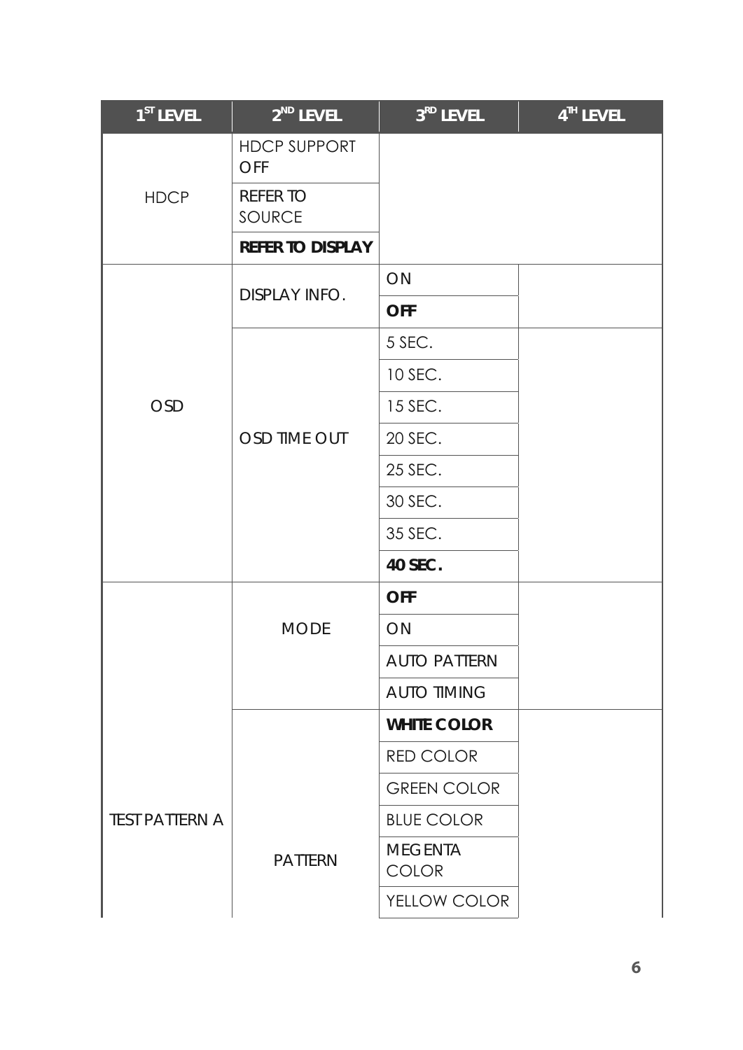| 1ST LEVEL | 2ND LEVEL | 3RD LEVEL | 4TH LEVEL |
|---|---|---|---|
| HDCP | HDCP SUPPORT OFF | | |
| | REFER TO SOURCE | | |
| | **REFER TO DISPLAY** | | |
| OSD | DISPLAY INFO. | ON | |
| | | **OFF** | |
| | OSD TIME OUT | 5 SEC. | |
| | | 10 SEC. | |
| | | 15 SEC. | |
| | | 20 SEC. | |
| | | 25 SEC. | |
| | | 30 SEC. | |
| | | 35 SEC. | |
| | | **40 SEC.** | |
| TEST PATTERN A | MODE | **OFF** | |
| | | ON | |
| | | AUTO PATTERN | |
| | | AUTO TIMING | |
| | PATTERN | **WHITE COLOR** | |
| | | RED COLOR | |
| | | GREEN COLOR | |
| | | BLUE COLOR | |
| | | MEGENTA COLOR | |
| | | YELLOW COLOR | |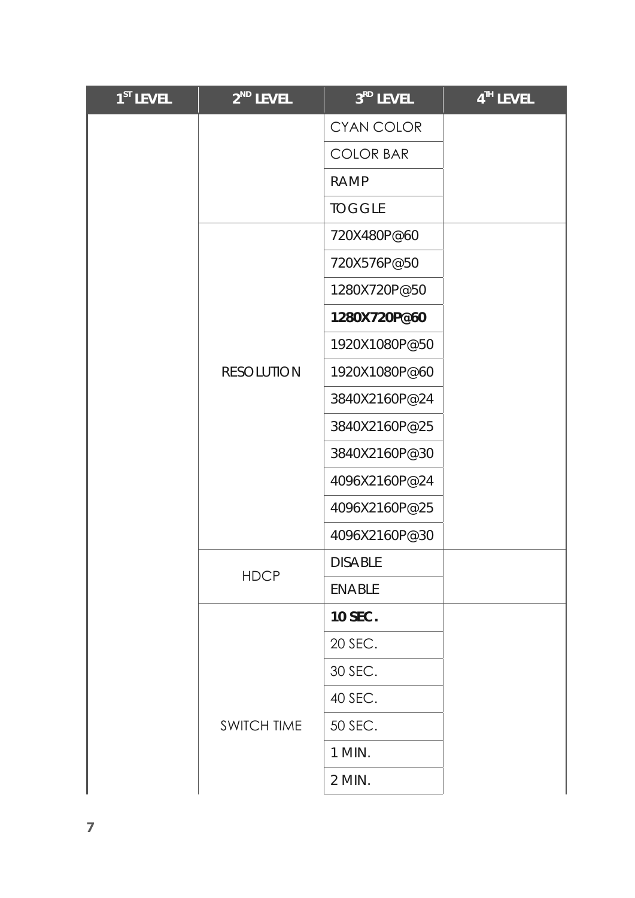| 1[ST] LEVEL | 2[ND] LEVEL | 3[RD] LEVEL | 4[TH] LEVEL |
|---|---|---|---|
| | | CYAN COLOR | |
| | | COLOR BAR | |
| | | RAMP | |
| | | TOGGLE | |
| | RESOLUTION | 720X480P@60 | |
| | | 720X576P@50 | |
| | | 1280X720P@50 | |
| | | **1280X720P@60** | |
| | | 1920X1080P@50 | |
| | | 1920X1080P@60 | |
| | | 3840X2160P@24 | |
| | | 3840X2160P@25 | |
| | | 3840X2160P@30 | |
| | | 4096X2160P@24 | |
| | | 4096X2160P@25 | |
| | | 4096X2160P@30 | |
| | HDCP | DISABLE | |
| | | ENABLE | |
| | SWITCH TIME | **10 SEC.** | |
| | | 20 SEC. | |
| | | 30 SEC. | |
| | | 40 SEC. | |
| | | 50 SEC. | |
| | | 1 MIN. | |
| | | 2 MIN. | |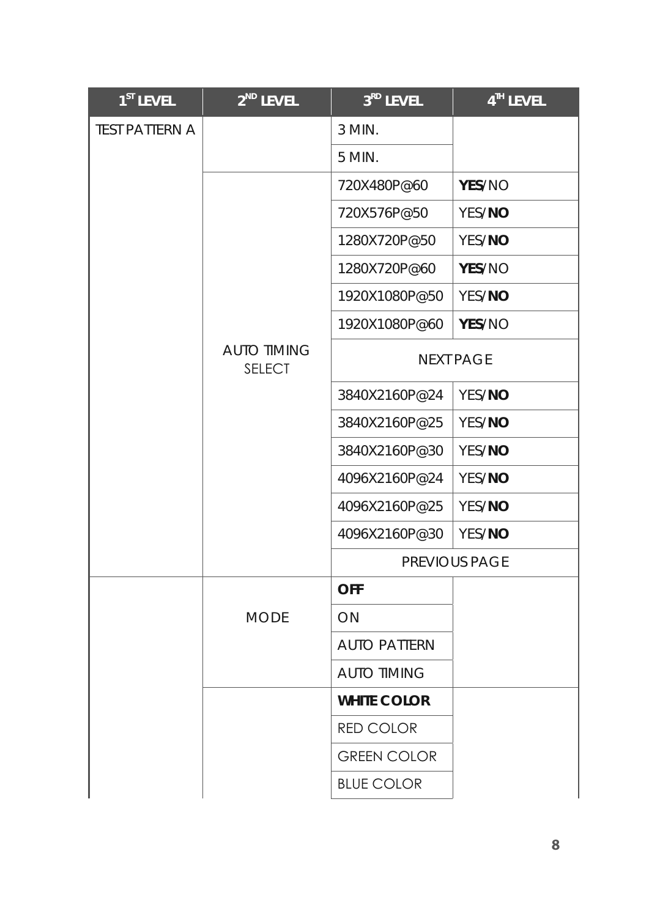| 1ST LEVEL | 2ND LEVEL | 3RD LEVEL | 4TH LEVEL |
| --- | --- | --- | --- |
| TEST PATTERN A | | 3 MIN. | |
| | | 5 MIN. | |
| | AUTO TIMING SELECT | 720X480P@60 | **YES**/NO |
| | | 720X576P@50 | YES/**NO** |
| | | 1280X720P@50 | YES/**NO** |
| | | 1280X720P@60 | **YES**/NO |
| | | 1920X1080P@50 | YES/**NO** |
| | | 1920X1080P@60 | **YES**/NO |
| | | NEXT PAGE | |
| | | 3840X2160P@24 | YES/**NO** |
| | | 3840X2160P@25 | YES/**NO** |
| | | 3840X2160P@30 | YES/**NO** |
| | | 4096X2160P@24 | YES/**NO** |
| | | 4096X2160P@25 | YES/**NO** |
| | | 4096X2160P@30 | YES/**NO** |
| | | PREVIOUS PAGE | |
| | MODE | **OFF** | |
| | | ON | |
| | | AUTO PATTERN | |
| | | AUTO TIMING | |
| | | **WHITE COLOR** | |
| | | RED COLOR | |
| | | GREEN COLOR | |
| | | BLUE COLOR | |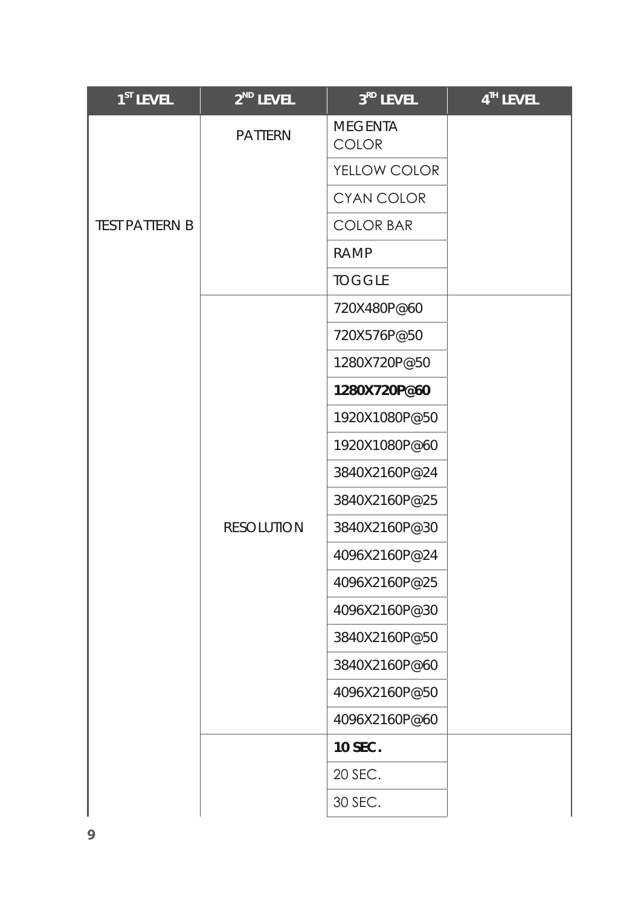| 1ST LEVEL | 2ND LEVEL | 3RD LEVEL | 4TH LEVEL |
|---|---|---|---|
| TEST PATTERN B | PATTERN | MEGENTA COLOR | |
| | | YELLOW COLOR | |
| | | CYAN COLOR | |
| | | COLOR BAR | |
| | | RAMP | |
| | | TOGGLE | |
| | RESOLUTION | 720X480P@60 | |
| | | 720X576P@50 | |
| | | 1280X720P@50 | |
| | | **1280X720P@60** | |
| | | 1920X1080P@50 | |
| | | 1920X1080P@60 | |
| | | 3840X2160P@24 | |
| | | 3840X2160P@25 | |
| | | 3840X2160P@30 | |
| | | 4096X2160P@24 | |
| | | 4096X2160P@25 | |
| | | 4096X2160P@30 | |
| | | 3840X2160P@50 | |
| | | 3840X2160P@60 | |
| | | 4096X2160P@50 | |
| | | 4096X2160P@60 | |
| | | **10 SEC.** | |
| | | 20 SEC. | |
| | | 30 SEC. | |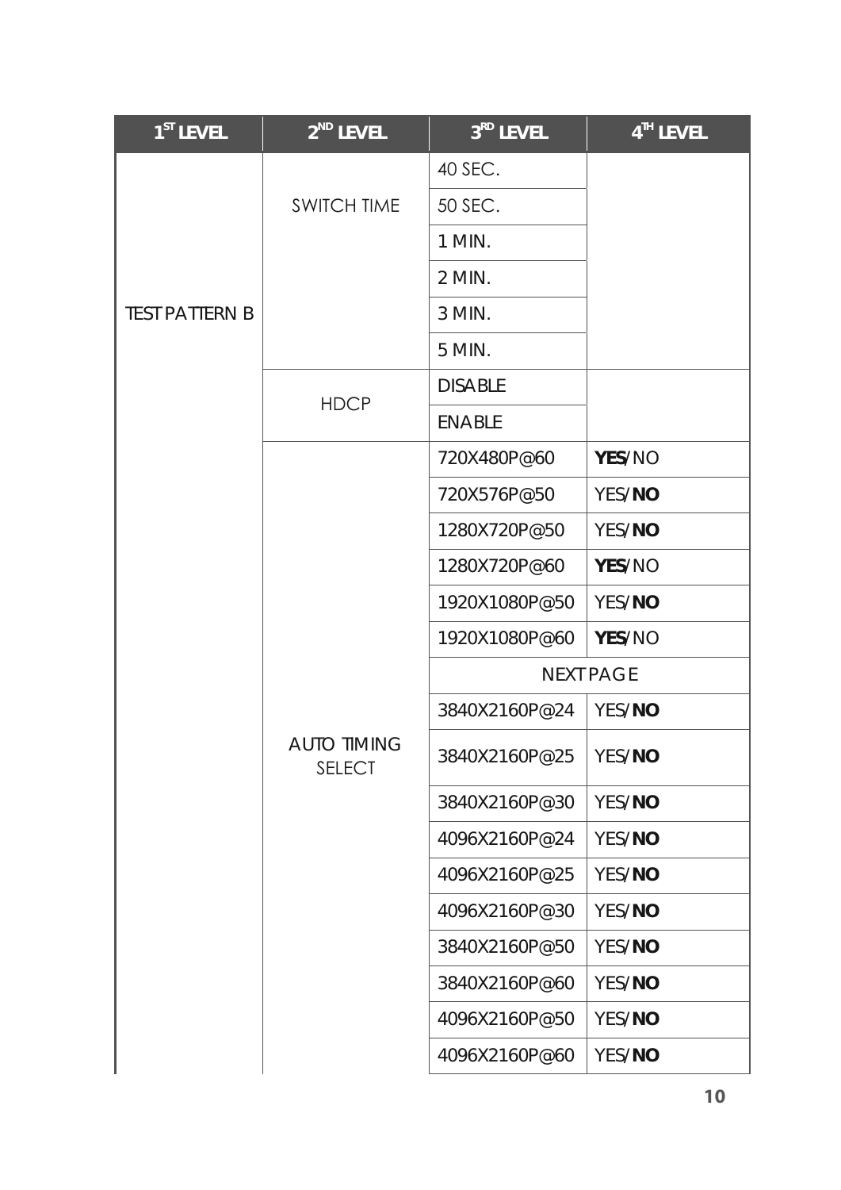| 1ST LEVEL | 2ND LEVEL | 3RD LEVEL | 4TH LEVEL |
|---|---|---|---|
| TEST PATTERN B | SWITCH TIME | 40 SEC. | |
| | | 50 SEC. | |
| | | 1 MIN. | |
| | | 2 MIN. | |
| | | 3 MIN. | |
| | | 5 MIN. | |
| | HDCP | DISABLE | |
| | | ENABLE | |
| | AUTO TIMING SELECT | 720X480P@60 | **YES**/NO |
| | | 720X576P@50 | YES/**NO** |
| | | 1280X720P@50 | YES/**NO** |
| | | 1280X720P@60 | **YES**/NO |
| | | 1920X1080P@50 | YES/**NO** |
| | | 1920X1080P@60 | **YES**/NO |
| | | NEXT PAGE | |
| | | 3840X2160P@24 | YES/**NO** |
| | | 3840X2160P@25 | YES/**NO** |
| | | 3840X2160P@30 | YES/**NO** |
| | | 4096X2160P@24 | YES/**NO** |
| | | 4096X2160P@25 | YES/**NO** |
| | | 4096X2160P@30 | YES/**NO** |
| | | 3840X2160P@50 | YES/**NO** |
| | | 3840X2160P@60 | YES/**NO** |
| | | 4096X2160P@50 | YES/**NO** |
| | | 4096X2160P@60 | YES/**NO** |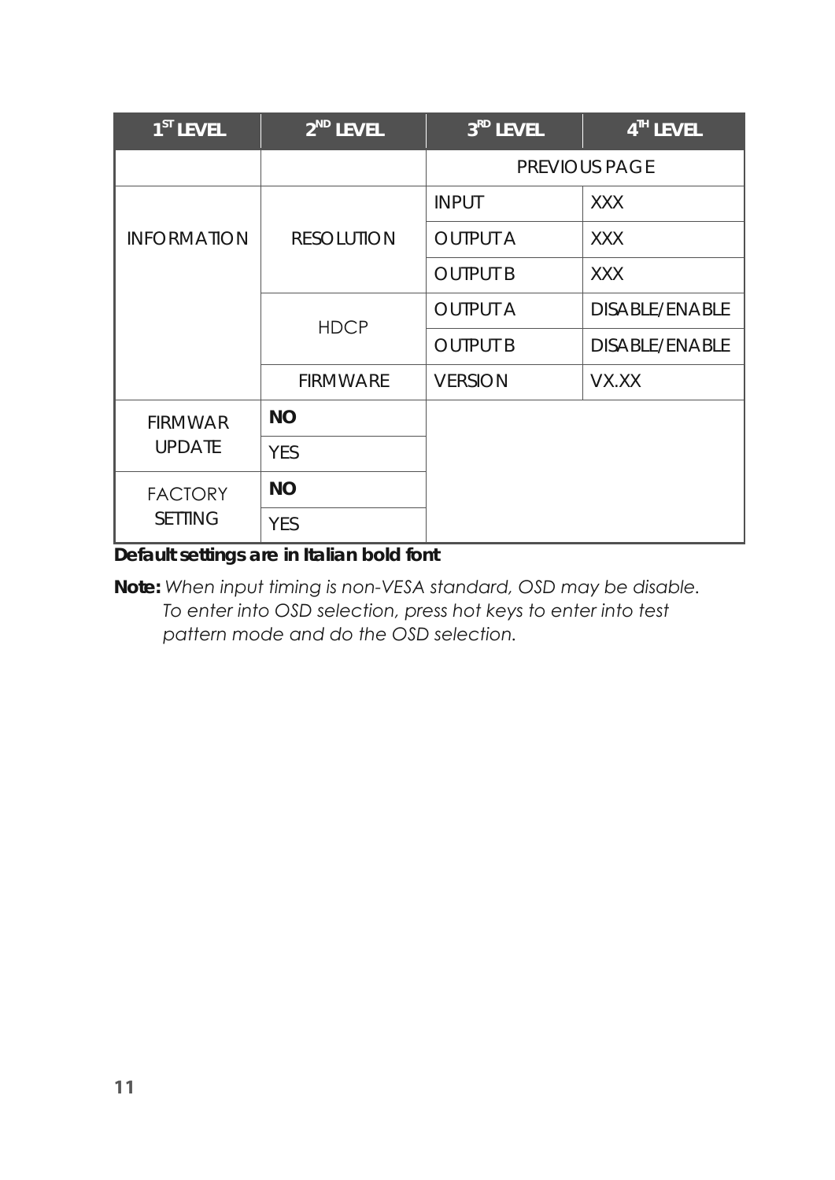| 1ST LEVEL | 2ND LEVEL | 3RD LEVEL | 4TH LEVEL |
|---|---|---|---|
| | | PREVIOUS PAGE | |
| INFORMATION | RESOLUTION | INPUT | XXX |
| | | OUTPUT A | XXX |
| | | OUTPUT B | XXX |
| | HDCP | OUTPUT A | DISABLE/ENABLE |
| | | OUTPUT B | DISABLE/ENABLE |
| | FIRMWARE | VERSION | VX.XX |
| FIRMWAR UPDATE | **NO** | | |
| | YES | | |
| FACTORY SETTING | **NO** | | |
| | YES | | |

**Default settings are in Italian bold font**

**Note:** *When input timing is non-VESA standard, OSD may be disable. To enter into OSD selection, press hot keys to enter into test pattern mode and do the OSD selection.*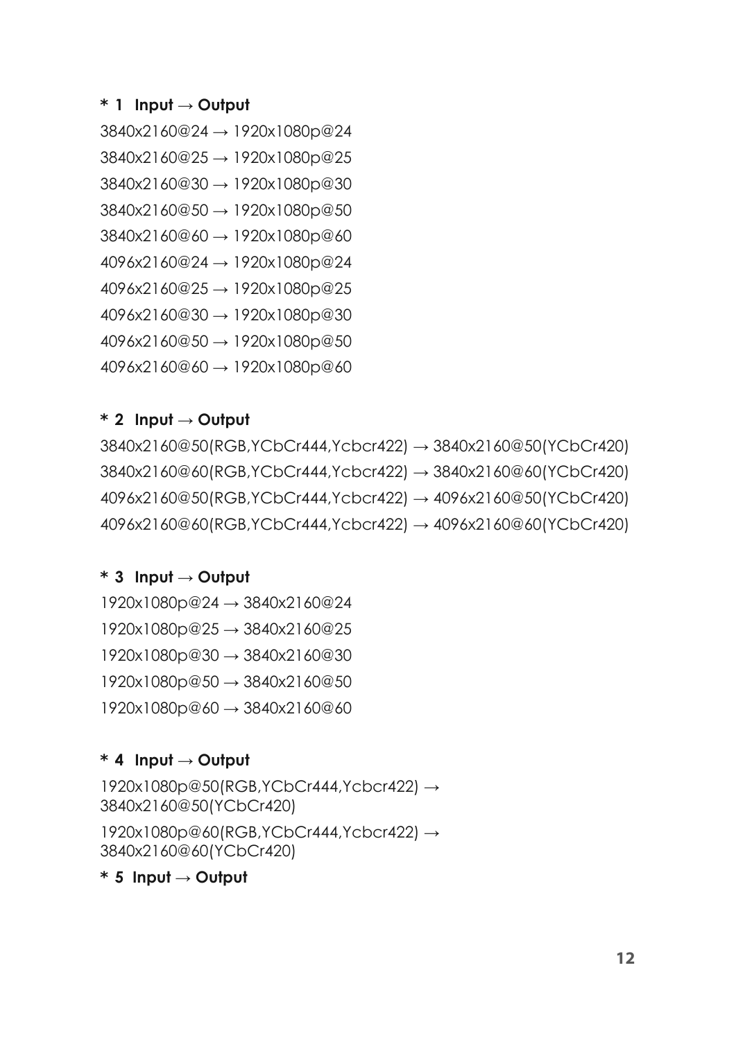**\* 1 Input → Output**

3840x2160@24 → 1920x1080p@24

3840x2160@25 → 1920x1080p@25

3840x2160@30 → 1920x1080p@30

3840x2160@50 → 1920x1080p@50

3840x2160@60 → 1920x1080p@60

4096x2160@24 → 1920x1080p@24

4096x2160@25 → 1920x1080p@25

4096x2160@30 → 1920x1080p@30

4096x2160@50 → 1920x1080p@50

4096x2160@60 → 1920x1080p@60

**\* 2 Input → Output**

3840x2160@50(RGB,YCbCr444,Ycbcr422) → 3840x2160@50(YCbCr420)

3840x2160@60(RGB,YCbCr444,Ycbcr422) → 3840x2160@60(YCbCr420)

4096x2160@50(RGB,YCbCr444,Ycbcr422) → 4096x2160@50(YCbCr420)

4096x2160@60(RGB,YCbCr444,Ycbcr422) → 4096x2160@60(YCbCr420)

**\* 3 Input → Output**

1920x1080p@24 → 3840x2160@24

1920x1080p@25 → 3840x2160@25

1920x1080p@30 → 3840x2160@30

1920x1080p@50 → 3840x2160@50

1920x1080p@60 → 3840x2160@60

**\* 4 Input → Output**

1920x1080p@50(RGB,YCbCr444,Ycbcr422) → 3840x2160@50(YCbCr420)

1920x1080p@60(RGB,YCbCr444,Ycbcr422) → 3840x2160@60(YCbCr420)

**\* 5 Input → Output**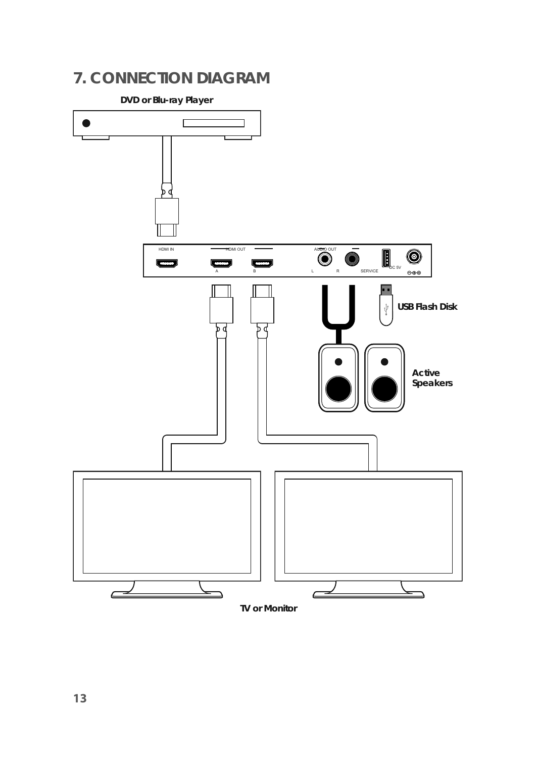# 7. CONNECTION DIAGRAM

DVD or Blu-ray Player

HDMI IN

HDMI OUT

A

B

AUDIO OUT

L

R

SERVICE

DC 5V

USB Flash Disk

Active Speakers

TV or Monitor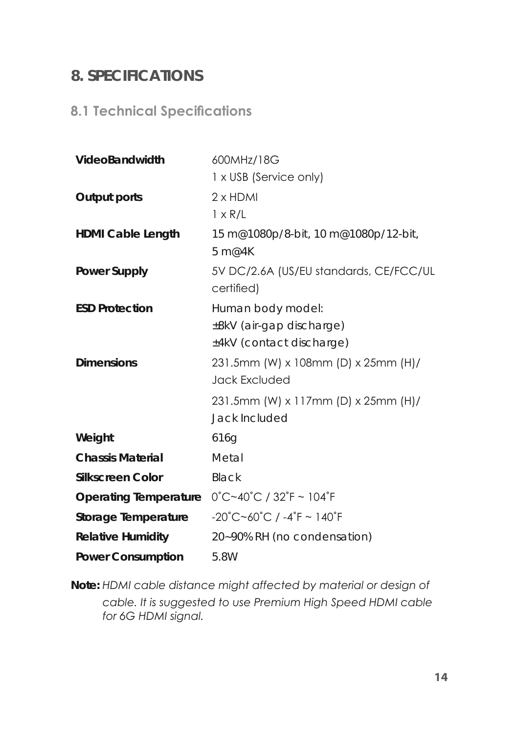## 8. SPECIFICATIONS

### 8.1 Technical Specifications

| | |
|---|---|
| **VideoBandwidth** | 600MHz/18G<br>1 x USB (Service only) |
| **Output ports** | 2 x HDMI<br>1 x R/L |
| **HDMI Cable Length** | 15 m@1080p/8-bit, 10 m@1080p/12-bit,<br>5 m@4K |
| **Power Supply** | 5V DC/2.6A (US/EU standards, CE/FCC/UL certified) |
| **ESD Protection** | Human body model:<br>±8kV (air-gap discharge)<br>±4kV (contact discharge) |
| **Dimensions** | 231.5mm (W) x 108mm (D) x 25mm (H)/<br>Jack Excluded<br>231.5mm (W) x 117mm (D) x 25mm (H)/<br>Jack Included |
| **Weight** | 616g |
| **Chassis Material** | Metal |
| **Silkscreen Color** | Black |
| **Operating Temperature** | 0˚C~40˚C / 32˚F ~ 104˚F |
| **Storage Temperature** | -20˚C~60˚C / -4˚F ~ 140˚F |
| **Relative Humidity** | 20~90% RH (no condensation) |
| **Power Consumption** | 5.8W |

**Note:** *HDMI cable distance might affected by material or design of cable. It is suggested to use Premium High Speed HDMI cable for 6G HDMI signal.*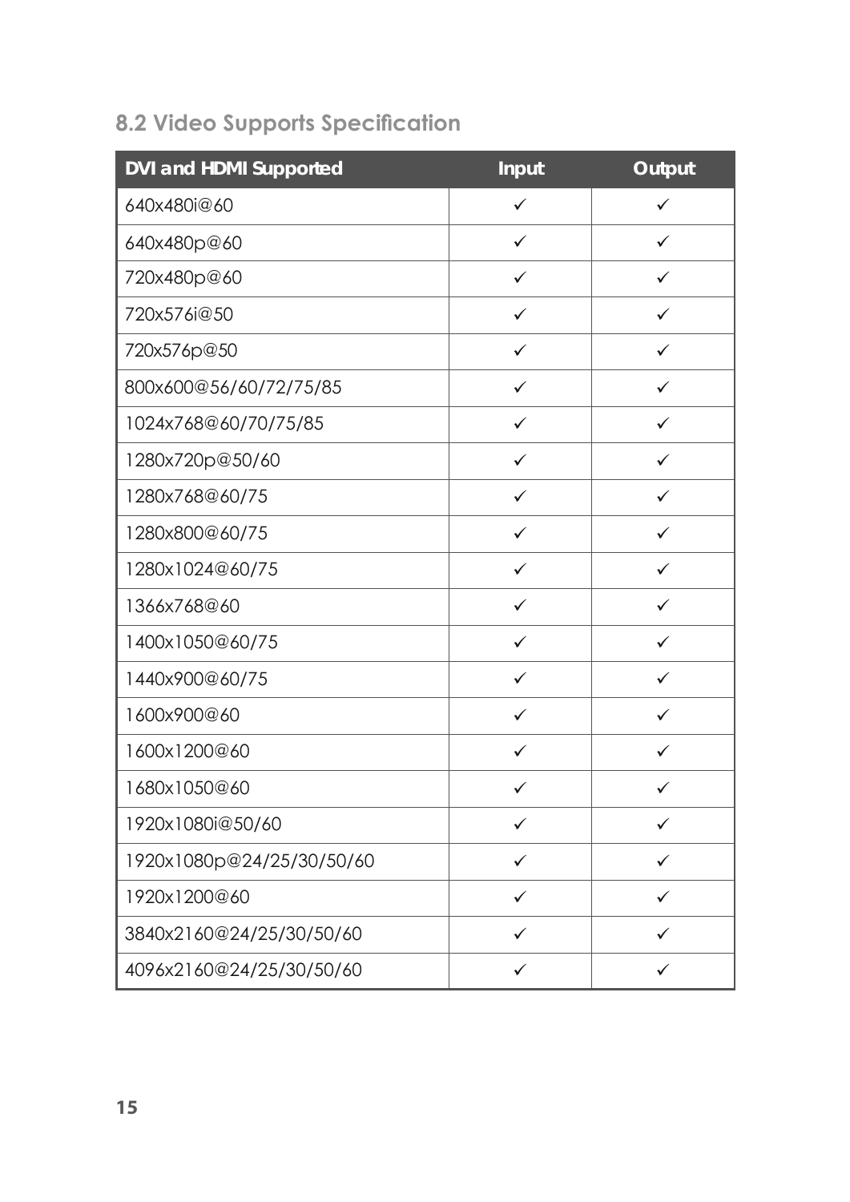## 8.2 Video Supports Specification

| DVI and HDMI Supported | Input | Output |
|---|---|---|
| 640x480i@60 | ✓ | ✓ |
| 640x480p@60 | ✓ | ✓ |
| 720x480p@60 | ✓ | ✓ |
| 720x576i@50 | ✓ | ✓ |
| 720x576p@50 | ✓ | ✓ |
| 800x600@56/60/72/75/85 | ✓ | ✓ |
| 1024x768@60/70/75/85 | ✓ | ✓ |
| 1280x720p@50/60 | ✓ | ✓ |
| 1280x768@60/75 | ✓ | ✓ |
| 1280x800@60/75 | ✓ | ✓ |
| 1280x1024@60/75 | ✓ | ✓ |
| 1366x768@60 | ✓ | ✓ |
| 1400x1050@60/75 | ✓ | ✓ |
| 1440x900@60/75 | ✓ | ✓ |
| 1600x900@60 | ✓ | ✓ |
| 1600x1200@60 | ✓ | ✓ |
| 1680x1050@60 | ✓ | ✓ |
| 1920x1080i@50/60 | ✓ | ✓ |
| 1920x1080p@24/25/30/50/60 | ✓ | ✓ |
| 1920x1200@60 | ✓ | ✓ |
| 3840x2160@24/25/30/50/60 | ✓ | ✓ |
| 4096x2160@24/25/30/50/60 | ✓ | ✓ |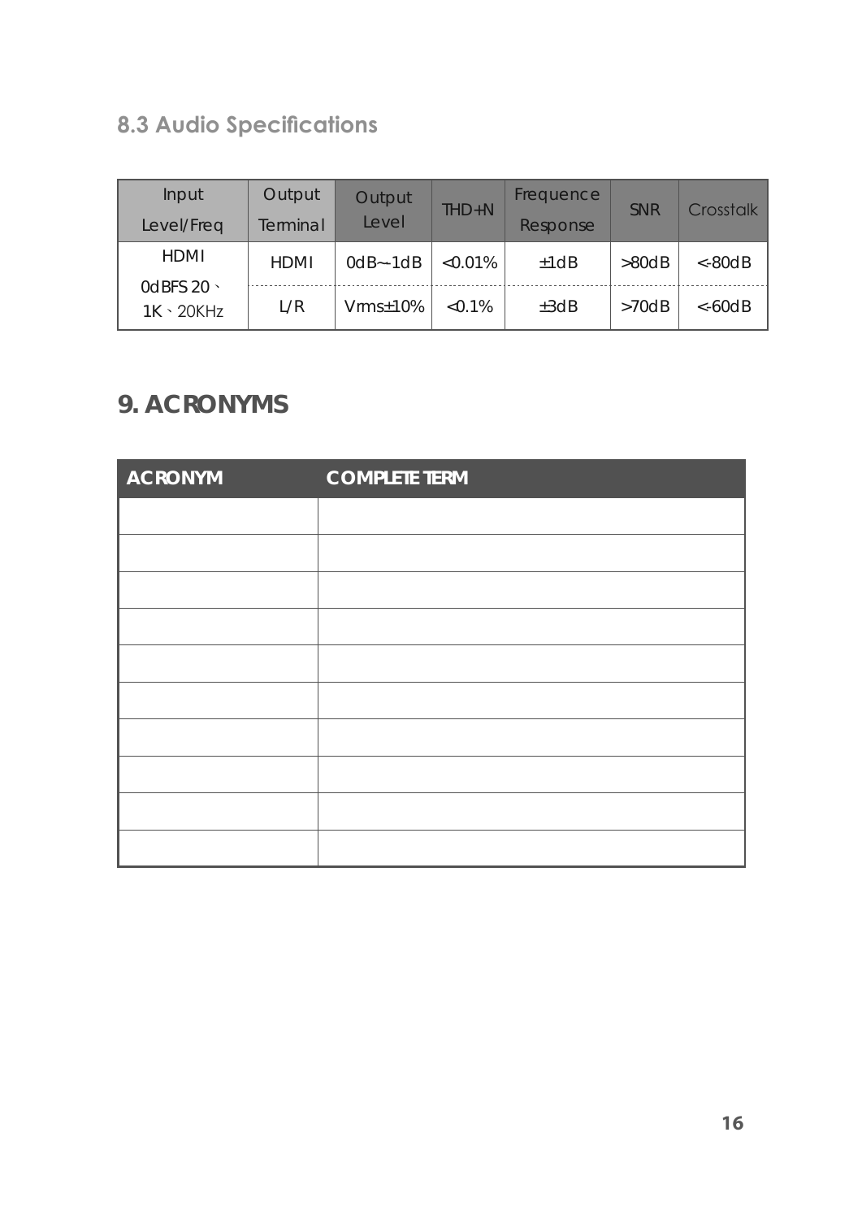### 8.3 Audio Specifications

| Input Level/Freq | Output Terminal | Output Level | THD+N | Frequence Response | SNR | Crosstalk |
|---|---|---|---|---|---|---|
| HDMI 0dBFS 20、1K、20KHz | HDMI | 0dB~-1dB | <0.01% | ±1dB | >80dB | <-80dB |
| | L/R | Vrms±10% | <0.1% | ±3dB | >70dB | <-60dB |

## 9. ACRONYMS

| ACRONYM | COMPLETE TERM |
|---|---|
| | |
| | |
| | |
| | |
| | |
| | |
| | |
| | |
| | |
| | |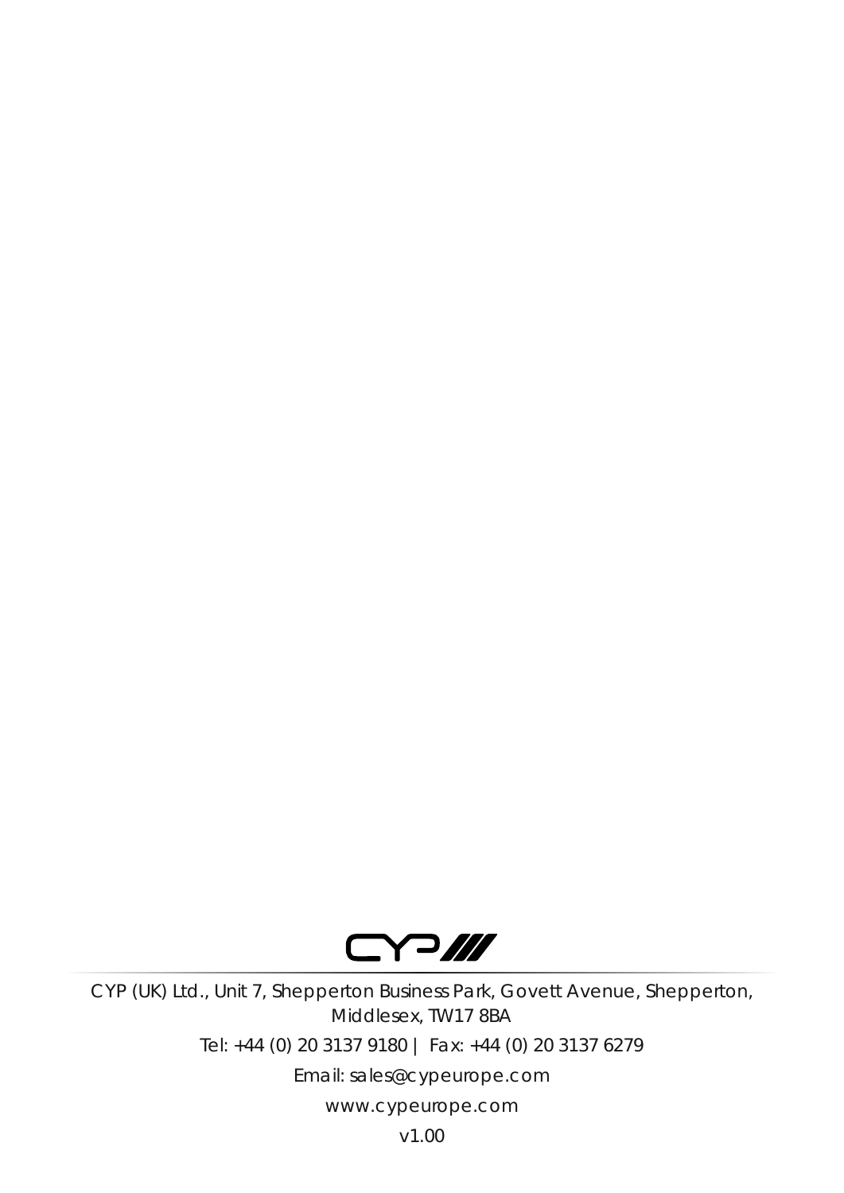CYP (UK) Ltd., Unit 7, Shepperton Business Park, Govett Avenue, Shepperton, Middlesex, TW17 8BA

Tel: +44 (0) 20 3137 9180 | Fax: +44 (0) 20 3137 6279

Email: sales@cypeurope.com

www.cypeurope.com

v1.00